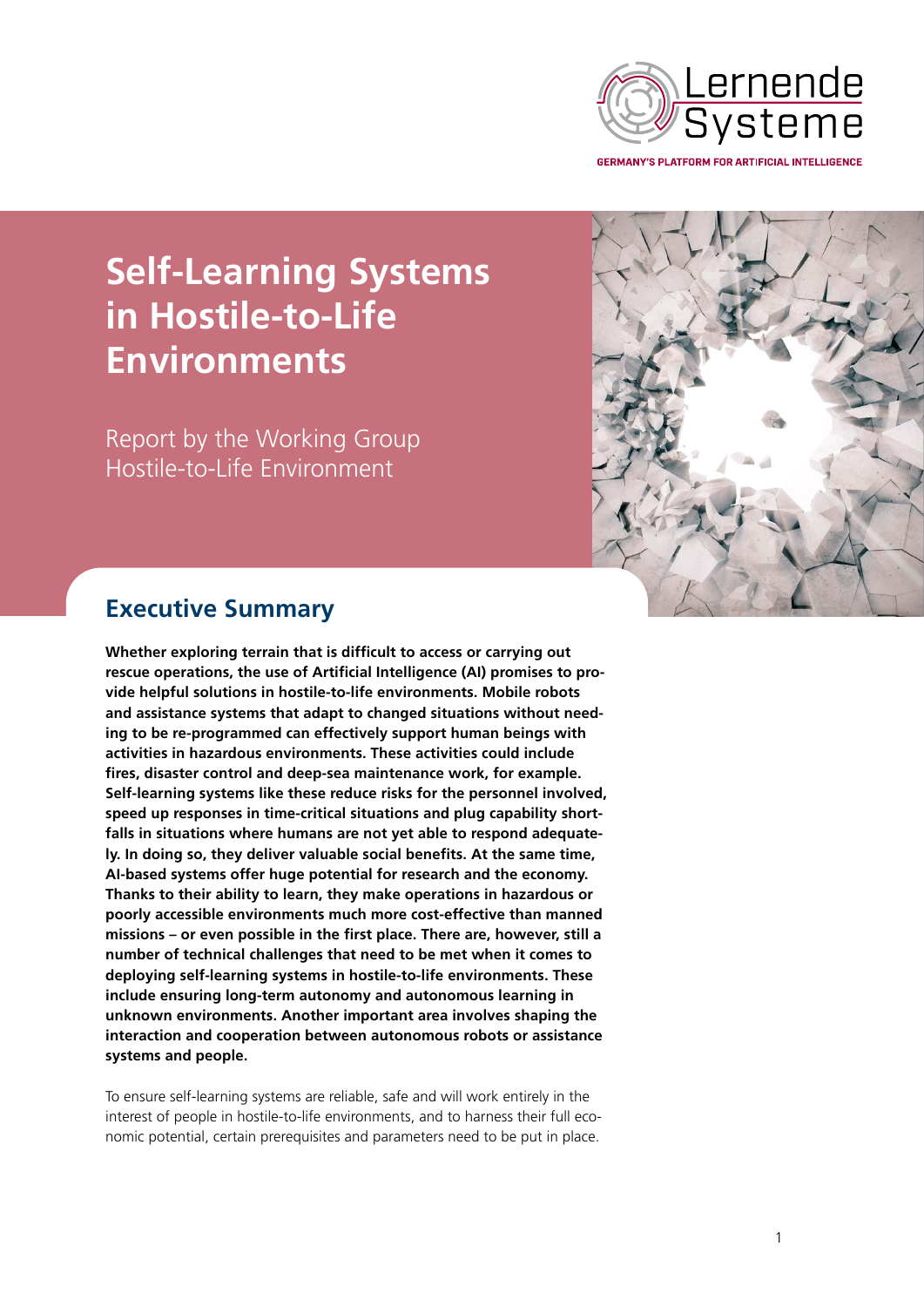Lernende Systeme

GERMANY'S PLATFORM FOR ARTIFICIAL INTELLIGENCE

# Self-Learning Systems in Hostile-to-Life Environments

Report by the Working Group Hostile-to-Life Environment

## Executive Summary

**Whether exploring terrain that is difficult to access or carrying out rescue operations, the use of Artificial Intelligence (AI) promises to provide helpful solutions in hostile-to-life environments. Mobile robots and assistance systems that adapt to changed situations without needing to be re-programmed can effectively support human beings with activities in hazardous environments. These activities could include fires, disaster control and deep-sea maintenance work, for example. Self-learning systems like these reduce risks for the personnel involved, speed up responses in time-critical situations and plug capability shortfalls in situations where humans are not yet able to respond adequately. In doing so, they deliver valuable social benefits. At the same time, AI-based systems offer huge potential for research and the economy. Thanks to their ability to learn, they make operations in hazardous or poorly accessible environments much more cost-effective than manned missions – or even possible in the first place. There are, however, still a number of technical challenges that need to be met when it comes to deploying self-learning systems in hostile-to-life environments. These include ensuring long-term autonomy and autonomous learning in unknown environments. Another important area involves shaping the interaction and cooperation between autonomous robots or assistance systems and people.**

To ensure self-learning systems are reliable, safe and will work entirely in the interest of people in hostile-to-life environments, and to harness their full economic potential, certain prerequisites and parameters need to be put in place.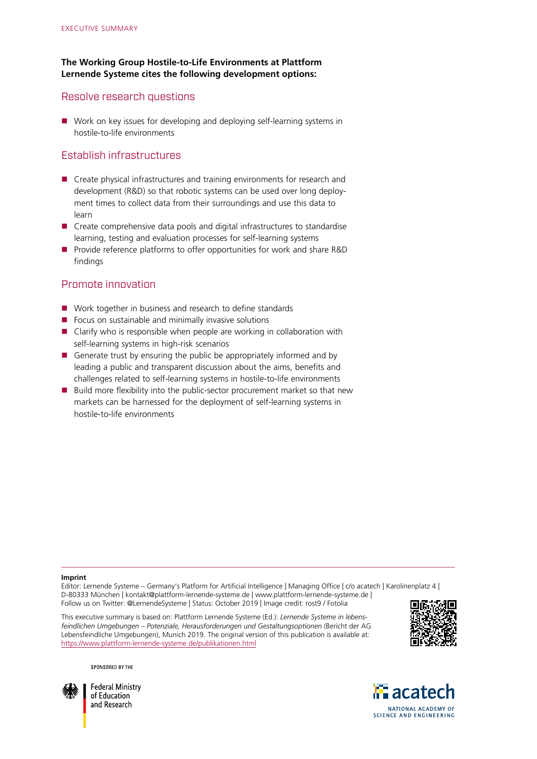**The Working Group Hostile-to-Life Environments at Plattform Lernende Systeme cites the following development options:**

## Resolve research questions

- Work on key issues for developing and deploying self-learning systems in hostile-to-life environments

## Establish infrastructures

- Create physical infrastructures and training environments for research and development (R&D) so that robotic systems can be used over long deployment times to collect data from their surroundings and use this data to learn
- Create comprehensive data pools and digital infrastructures to standardise learning, testing and evaluation processes for self-learning systems
- Provide reference platforms to offer opportunities for work and share R&D findings

## Promote innovation

- Work together in business and research to define standards
- Focus on sustainable and minimally invasive solutions
- Clarify who is responsible when people are working in collaboration with self-learning systems in high-risk scenarios
- Generate trust by ensuring the public be appropriately informed and by leading a public and transparent discussion about the aims, benefits and challenges related to self-learning systems in hostile-to-life environments
- Build more flexibility into the public-sector procurement market so that new markets can be harnessed for the deployment of self-learning systems in hostile-to-life environments

---

**Imprint**

Editor: Lernende Systeme – Germany's Platform for Artificial Intelligence | Managing Office | c/o acatech | Karolinenplatz 4 | D-80333 München | kontakt@plattform-lernende-systeme.de | www.plattform-lernende-systeme.de | Follow us on Twitter: @LernendeSysteme | Status: October 2019 | Image credit: rost9 / Fotolia

This executive summary is based on: Plattform Lernende Systeme (Ed.): *Lernende Systeme in lebensfeindlichen Umgebungen – Potenziale, Herausforderungen und Gestaltungsoptionen* (Bericht der AG Lebensfeindliche Umgebungen), Munich 2019. The original version of this publication is available at: https://www.plattform-lernende-systeme.de/publikationen.html

SPONSORED BY THE

Federal Ministry of Education and Research

acatech

NATIONAL ACADEMY OF SCIENCE AND ENGINEERING